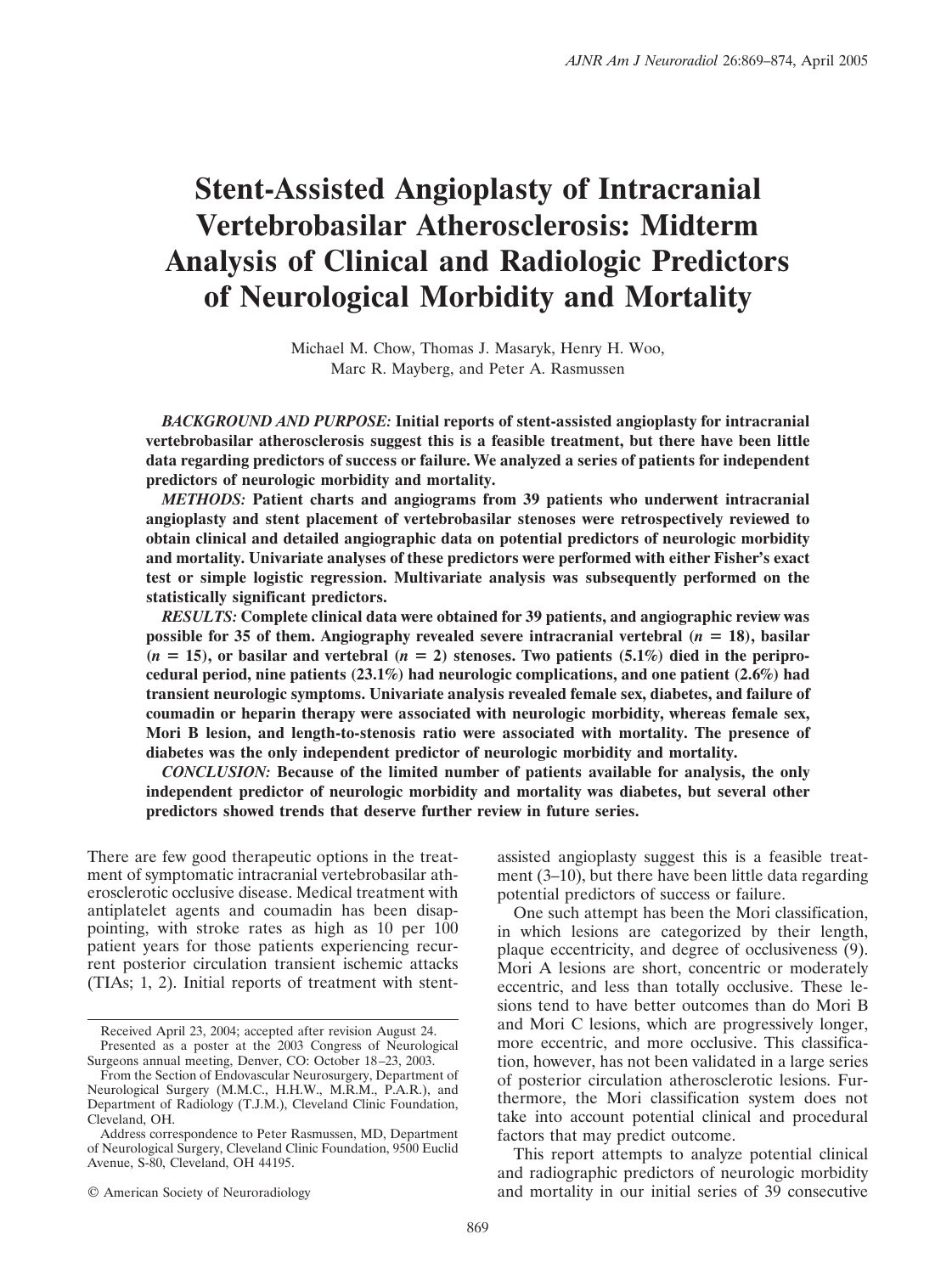# Stent-Assisted Angioplasty of Intracranial Vertebrobasilar Atherosclerosis: Midterm Analysis of Clinical and Radiologic Predictors of Neurological Morbidity and Mortality

Michael M. Chow, Thomas J. Masaryk, Henry H. Woo, Marc R. Mayberg, and Peter A. Rasmussen

***BACKGROUND AND PURPOSE:*** **Initial reports of stent-assisted angioplasty for intracranial vertebrobasilar atherosclerosis suggest this is a feasible treatment, but there have been little data regarding predictors of success or failure. We analyzed a series of patients for independent predictors of neurologic morbidity and mortality.**

***METHODS:*** **Patient charts and angiograms from 39 patients who underwent intracranial angioplasty and stent placement of vertebrobasilar stenoses were retrospectively reviewed to obtain clinical and detailed angiographic data on potential predictors of neurologic morbidity and mortality. Univariate analyses of these predictors were performed with either Fisher's exact test or simple logistic regression. Multivariate analysis was subsequently performed on the statistically significant predictors.**

***RESULTS:*** **Complete clinical data were obtained for 39 patients, and angiographic review was possible for 35 of them. Angiography revealed severe intracranial vertebral ($n = 18$), basilar ($n = 15$), or basilar and vertebral ($n = 2$) stenoses. Two patients (5.1%) died in the periprocedural period, nine patients (23.1%) had neurologic complications, and one patient (2.6%) had transient neurologic symptoms. Univariate analysis revealed female sex, diabetes, and failure of coumadin or heparin therapy were associated with neurologic morbidity, whereas female sex, Mori B lesion, and length-to-stenosis ratio were associated with mortality. The presence of diabetes was the only independent predictor of neurologic morbidity and mortality.**

***CONCLUSION:*** **Because of the limited number of patients available for analysis, the only independent predictor of neurologic morbidity and mortality was diabetes, but several other predictors showed trends that deserve further review in future series.**

There are few good therapeutic options in the treatment of symptomatic intracranial vertebrobasilar atherosclerotic occlusive disease. Medical treatment with antiplatelet agents and coumadin has been disappointing, with stroke rates as high as 10 per 100 patient years for those patients experiencing recurrent posterior circulation transient ischemic attacks (TIAs; 1, 2). Initial reports of treatment with stent-assisted angioplasty suggest this is a feasible treatment (3–10), but there have been little data regarding potential predictors of success or failure.

One such attempt has been the Mori classification, in which lesions are categorized by their length, plaque eccentricity, and degree of occlusiveness (9). Mori A lesions are short, concentric or moderately eccentric, and less than totally occlusive. These lesions tend to have better outcomes than do Mori B and Mori C lesions, which are progressively longer, more eccentric, and more occlusive. This classification, however, has not been validated in a large series of posterior circulation atherosclerotic lesions. Furthermore, the Mori classification system does not take into account potential clinical and procedural factors that may predict outcome.

This report attempts to analyze potential clinical and radiographic predictors of neurologic morbidity and mortality in our initial series of 39 consecutive

Received April 23, 2004; accepted after revision August 24.

Presented as a poster at the 2003 Congress of Neurological Surgeons annual meeting, Denver, CO: October 18–23, 2003.

From the Section of Endovascular Neurosurgery, Department of Neurological Surgery (M.M.C., H.H.W., M.R.M., P.A.R.), and Department of Radiology (T.J.M.), Cleveland Clinic Foundation, Cleveland, OH.

Address correspondence to Peter Rasmussen, MD, Department of Neurological Surgery, Cleveland Clinic Foundation, 9500 Euclid Avenue, S-80, Cleveland, OH 44195.

© American Society of Neuroradiology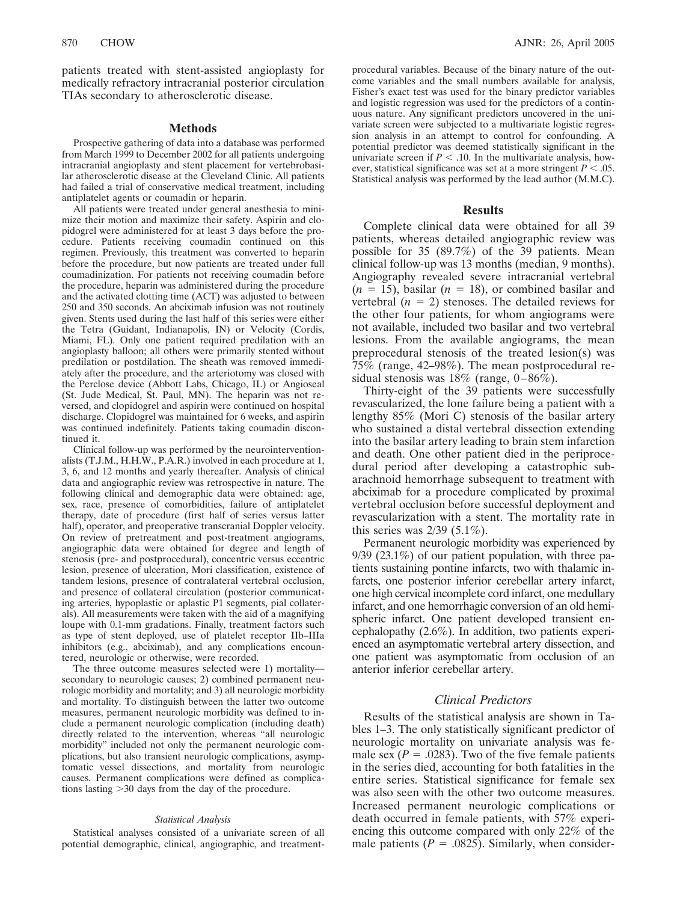patients treated with stent-assisted angioplasty for medically refractory intracranial posterior circulation TIAs secondary to atherosclerotic disease.

## Methods

Prospective gathering of data into a database was performed from March 1999 to December 2002 for all patients undergoing intracranial angioplasty and stent placement for vertebrobasilar atherosclerotic disease at the Cleveland Clinic. All patients had failed a trial of conservative medical treatment, including antiplatelet agents or coumadin or heparin.

All patients were treated under general anesthesia to minimize their motion and maximize their safety. Aspirin and clopidogrel were administered for at least 3 days before the procedure. Patients receiving coumadin continued on this regimen. Previously, this treatment was converted to heparin before the procedure, but now patients are treated under full coumadinization. For patients not receiving coumadin before the procedure, heparin was administered during the procedure and the activated clotting time (ACT) was adjusted to between 250 and 350 seconds. An abciximab infusion was not routinely given. Stents used during the last half of this series were either the Tetra (Guidant, Indianapolis, IN) or Velocity (Cordis, Miami, FL). Only one patient required predilation with an angioplasty balloon; all others were primarily stented without predilation or postdilation. The sheath was removed immediately after the procedure, and the arteriotomy was closed with the Perclose device (Abbott Labs, Chicago, IL) or Angioseal (St. Jude Medical, St. Paul, MN). The heparin was not reversed, and clopidogrel and aspirin were continued on hospital discharge. Clopidogrel was maintained for 6 weeks, and aspirin was continued indefinitely. Patients taking coumadin discontinued it.

Clinical follow-up was performed by the neurointerventionalists (T.J.M., H.H.W., P.A.R.) involved in each procedure at 1, 3, 6, and 12 months and yearly thereafter. Analysis of clinical data and angiographic review was retrospective in nature. The following clinical and demographic data were obtained: age, sex, race, presence of comorbidities, failure of antiplatelet therapy, date of procedure (first half of series versus latter half), operator, and preoperative transcranial Doppler velocity. On review of pretreatment and post-treatment angiograms, angiographic data were obtained for degree and length of stenosis (pre- and postprocedural), concentric versus eccentric lesion, presence of ulceration, Mori classification, existence of tandem lesions, presence of contralateral vertebral occlusion, and presence of collateral circulation (posterior communicating arteries, hypoplastic or aplastic P1 segments, pial collaterals). All measurements were taken with the aid of a magnifying loupe with 0.1-mm gradations. Finally, treatment factors such as type of stent deployed, use of platelet receptor IIb–IIIa inhibitors (e.g., abciximab), and any complications encountered, neurologic or otherwise, were recorded.

The three outcome measures selected were 1) mortality—secondary to neurologic causes; 2) combined permanent neurologic morbidity and mortality; and 3) all neurologic morbidity and mortality. To distinguish between the latter two outcome measures, permanent neurologic morbidity was defined to include a permanent neurologic complication (including death) directly related to the intervention, whereas "all neurologic morbidity" included not only the permanent neurologic complications, but also transient neurologic complications, asymptomatic vessel dissections, and mortality from neurologic causes. Permanent complications were defined as complications lasting >30 days from the day of the procedure.

### Statistical Analysis

Statistical analyses consisted of a univariate screen of all potential demographic, clinical, angiographic, and treatment-procedural variables. Because of the binary nature of the outcome variables and the small numbers available for analysis, Fisher's exact test was used for the binary predictor variables and logistic regression was used for the predictors of a continuous nature. Any significant predictors uncovered in the univariate screen were subjected to a multivariate logistic regression analysis in an attempt to control for confounding. A potential predictor was deemed statistically significant in the univariate screen if $P < .10$. In the multivariate analysis, however, statistical significance was set at a more stringent $P < .05$. Statistical analysis was performed by the lead author (M.M.C).

## Results

Complete clinical data were obtained for all 39 patients, whereas detailed angiographic review was possible for 35 (89.7%) of the 39 patients. Mean clinical follow-up was 13 months (median, 9 months). Angiography revealed severe intracranial vertebral ($n = 15$), basilar ($n = 18$), or combined basilar and vertebral ($n = 2$) stenoses. The detailed reviews for the other four patients, for whom angiograms were not available, included two basilar and two vertebral lesions. From the available angiograms, the mean preprocedural stenosis of the treated lesion(s) was 75% (range, 42–98%). The mean postprocedural residual stenosis was 18% (range, 0–86%).

Thirty-eight of the 39 patients were successfully revascularized, the lone failure being a patient with a lengthy 85% (Mori C) stenosis of the basilar artery who sustained a distal vertebral dissection extending into the basilar artery leading to brain stem infarction and death. One other patient died in the periprocedural period after developing a catastrophic subarachnoid hemorrhage subsequent to treatment with abciximab for a procedure complicated by proximal vertebral occlusion before successful deployment and revascularization with a stent. The mortality rate in this series was 2/39 (5.1%).

Permanent neurologic morbidity was experienced by 9/39 (23.1%) of our patient population, with three patients sustaining pontine infarcts, two with thalamic infarcts, one posterior inferior cerebellar artery infarct, one high cervical incomplete cord infarct, one medullary infarct, and one hemorrhagic conversion of an old hemispheric infarct. One patient developed transient encephalopathy (2.6%). In addition, two patients experienced an asymptomatic vertebral artery dissection, and one patient was asymptomatic from occlusion of an anterior inferior cerebellar artery.

### Clinical Predictors

Results of the statistical analysis are shown in Tables 1–3. The only statistically significant predictor of neurologic mortality on univariate analysis was female sex ($P = .0283$). Two of the five female patients in the series died, accounting for both fatalities in the entire series. Statistical significance for female sex was also seen with the other two outcome measures. Increased permanent neurologic complications or death occurred in female patients, with 57% experiencing this outcome compared with only 22% of the male patients ($P = .0825$). Similarly, when consider-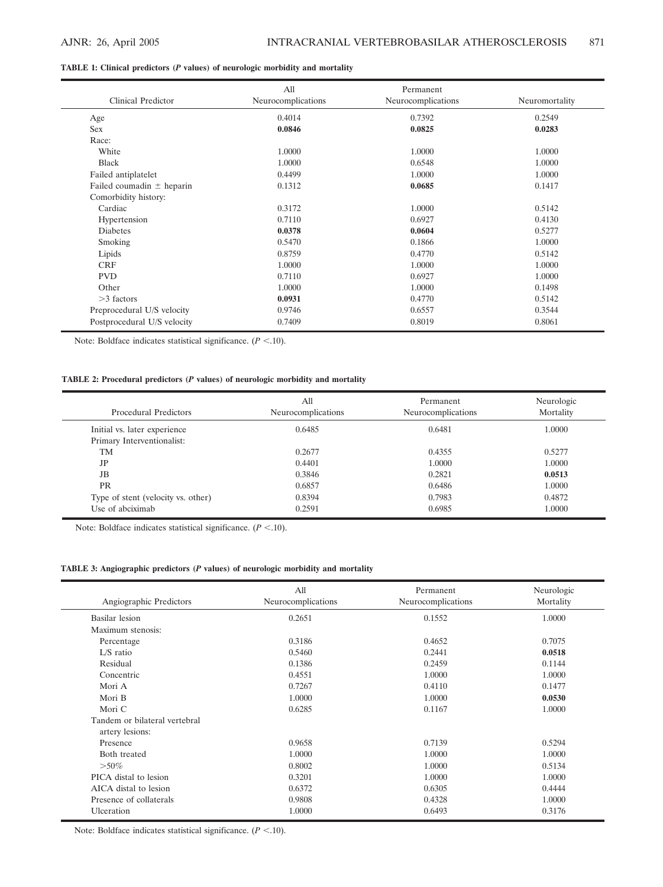**TABLE 1: Clinical predictors (*P* values) of neurologic morbidity and mortality**

| Clinical Predictor | All Neurocomplications | Permanent Neurocomplications | Neuromortality |
|---|---|---|---|
| Age | 0.4014 | 0.7392 | 0.2549 |
| Sex | **0.0846** | **0.0825** | **0.0283** |
| Race: | | | |
| White | 1.0000 | 1.0000 | 1.0000 |
| Black | 1.0000 | 0.6548 | 1.0000 |
| Failed antiplatelet | 0.4499 | 1.0000 | 1.0000 |
| Failed coumadin ± heparin | 0.1312 | **0.0685** | 0.1417 |
| Comorbidity history: | | | |
| Cardiac | 0.3172 | 1.0000 | 0.5142 |
| Hypertension | 0.7110 | 0.6927 | 0.4130 |
| Diabetes | **0.0378** | **0.0604** | 0.5277 |
| Smoking | 0.5470 | 0.1866 | 1.0000 |
| Lipids | 0.8759 | 0.4770 | 0.5142 |
| CRF | 1.0000 | 1.0000 | 1.0000 |
| PVD | 0.7110 | 0.6927 | 1.0000 |
| Other | 1.0000 | 1.0000 | 0.1498 |
| >3 factors | **0.0931** | 0.4770 | 0.5142 |
| Preprocedural U/S velocity | 0.9746 | 0.6557 | 0.3544 |
| Postprocedural U/S velocity | 0.7409 | 0.8019 | 0.8061 |

Note: Boldface indicates statistical significance. ($P < .10$).

**TABLE 2: Procedural predictors (*P* values) of neurologic morbidity and mortality**

| Procedural Predictors | All Neurocomplications | Permanent Neurocomplications | Neurologic Mortality |
|---|---|---|---|
| Initial vs. later experience | 0.6485 | 0.6481 | 1.0000 |
| Primary Interventionalist: | | | |
| TM | 0.2677 | 0.4355 | 0.5277 |
| JP | 0.4401 | 1.0000 | 1.0000 |
| JB | 0.3846 | 0.2821 | **0.0513** |
| PR | 0.6857 | 0.6486 | 1.0000 |
| Type of stent (velocity vs. other) | 0.8394 | 0.7983 | 0.4872 |
| Use of abciximab | 0.2591 | 0.6985 | 1.0000 |

Note: Boldface indicates statistical significance. ($P < .10$).

**TABLE 3: Angiographic predictors (*P* values) of neurologic morbidity and mortality**

| Angiographic Predictors | All Neurocomplications | Permanent Neurocomplications | Neurologic Mortality |
|---|---|---|---|
| Basilar lesion | 0.2651 | 0.1552 | 1.0000 |
| Maximum stenosis: | | | |
| Percentage | 0.3186 | 0.4652 | 0.7075 |
| L/S ratio | 0.5460 | 0.2441 | **0.0518** |
| Residual | 0.1386 | 0.2459 | 0.1144 |
| Concentric | 0.4551 | 1.0000 | 1.0000 |
| Mori A | 0.7267 | 0.4110 | 0.1477 |
| Mori B | 1.0000 | 1.0000 | **0.0530** |
| Mori C | 0.6285 | 0.1167 | 1.0000 |
| Tandem or bilateral vertebral artery lesions: | | | |
| Presence | 0.9658 | 0.7139 | 0.5294 |
| Both treated | 1.0000 | 1.0000 | 1.0000 |
| >50% | 0.8002 | 1.0000 | 0.5134 |
| PICA distal to lesion | 0.3201 | 1.0000 | 1.0000 |
| AICA distal to lesion | 0.6372 | 0.6305 | 0.4444 |
| Presence of collaterals | 0.9808 | 0.4328 | 1.0000 |
| Ulceration | 1.0000 | 0.6493 | 0.3176 |

Note: Boldface indicates statistical significance. ($P < .10$).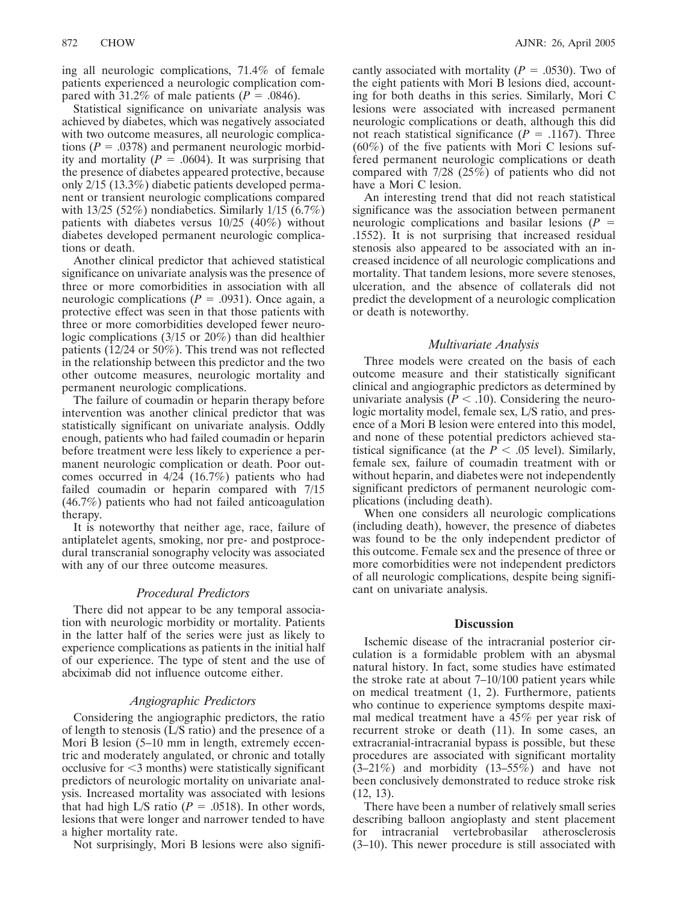ing all neurologic complications, 71.4% of female patients experienced a neurologic complication compared with 31.2% of male patients ($P = .0846$).

Statistical significance on univariate analysis was achieved by diabetes, which was negatively associated with two outcome measures, all neurologic complications ($P = .0378$) and permanent neurologic morbidity and mortality ($P = .0604$). It was surprising that the presence of diabetes appeared protective, because only 2/15 (13.3%) diabetic patients developed permanent or transient neurologic complications compared with 13/25 (52%) nondiabetics. Similarly 1/15 (6.7%) patients with diabetes versus 10/25 (40%) without diabetes developed permanent neurologic complications or death.

Another clinical predictor that achieved statistical significance on univariate analysis was the presence of three or more comorbidities in association with all neurologic complications ($P = .0931$). Once again, a protective effect was seen in that those patients with three or more comorbidities developed fewer neurologic complications (3/15 or 20%) than did healthier patients (12/24 or 50%). This trend was not reflected in the relationship between this predictor and the two other outcome measures, neurologic mortality and permanent neurologic complications.

The failure of coumadin or heparin therapy before intervention was another clinical predictor that was statistically significant on univariate analysis. Oddly enough, patients who had failed coumadin or heparin before treatment were less likely to experience a permanent neurologic complication or death. Poor outcomes occurred in 4/24 (16.7%) patients who had failed coumadin or heparin compared with 7/15 (46.7%) patients who had not failed anticoagulation therapy.

It is noteworthy that neither age, race, failure of antiplatelet agents, smoking, nor pre- and postprocedural transcranial sonography velocity was associated with any of our three outcome measures.

### *Procedural Predictors*

There did not appear to be any temporal association with neurologic morbidity or mortality. Patients in the latter half of the series were just as likely to experience complications as patients in the initial half of our experience. The type of stent and the use of abciximab did not influence outcome either.

### *Angiographic Predictors*

Considering the angiographic predictors, the ratio of length to stenosis (L/S ratio) and the presence of a Mori B lesion (5–10 mm in length, extremely eccentric and moderately angulated, or chronic and totally occlusive for <3 months) were statistically significant predictors of neurologic mortality on univariate analysis. Increased mortality was associated with lesions that had high L/S ratio ($P = .0518$). In other words, lesions that were longer and narrower tended to have a higher mortality rate.

Not surprisingly, Mori B lesions were also significantly associated with mortality ($P = .0530$). Two of the eight patients with Mori B lesions died, accounting for both deaths in this series. Similarly, Mori C lesions were associated with increased permanent neurologic complications or death, although this did not reach statistical significance ($P = .1167$). Three (60%) of the five patients with Mori C lesions suffered permanent neurologic complications or death compared with 7/28 (25%) of patients who did not have a Mori C lesion.

An interesting trend that did not reach statistical significance was the association between permanent neurologic complications and basilar lesions ($P = .1552$). It is not surprising that increased residual stenosis also appeared to be associated with an increased incidence of all neurologic complications and mortality. That tandem lesions, more severe stenoses, ulceration, and the absence of collaterals did not predict the development of a neurologic complication or death is noteworthy.

### *Multivariate Analysis*

Three models were created on the basis of each outcome measure and their statistically significant clinical and angiographic predictors as determined by univariate analysis ($P < .10$). Considering the neurologic mortality model, female sex, L/S ratio, and presence of a Mori B lesion were entered into this model, and none of these potential predictors achieved statistical significance (at the $P < .05$ level). Similarly, female sex, failure of coumadin treatment with or without heparin, and diabetes were not independently significant predictors of permanent neurologic complications (including death).

When one considers all neurologic complications (including death), however, the presence of diabetes was found to be the only independent predictor of this outcome. Female sex and the presence of three or more comorbidities were not independent predictors of all neurologic complications, despite being significant on univariate analysis.

## Discussion

Ischemic disease of the intracranial posterior circulation is a formidable problem with an abysmal natural history. In fact, some studies have estimated the stroke rate at about 7–10/100 patient years while on medical treatment (1, 2). Furthermore, patients who continue to experience symptoms despite maximal medical treatment have a 45% per year risk of recurrent stroke or death (11). In some cases, an extracranial-intracranial bypass is possible, but these procedures are associated with significant mortality (3–21%) and morbidity (13–55%) and have not been conclusively demonstrated to reduce stroke risk (12, 13).

There have been a number of relatively small series describing balloon angioplasty and stent placement for intracranial vertebrobasilar atherosclerosis (3–10). This newer procedure is still associated with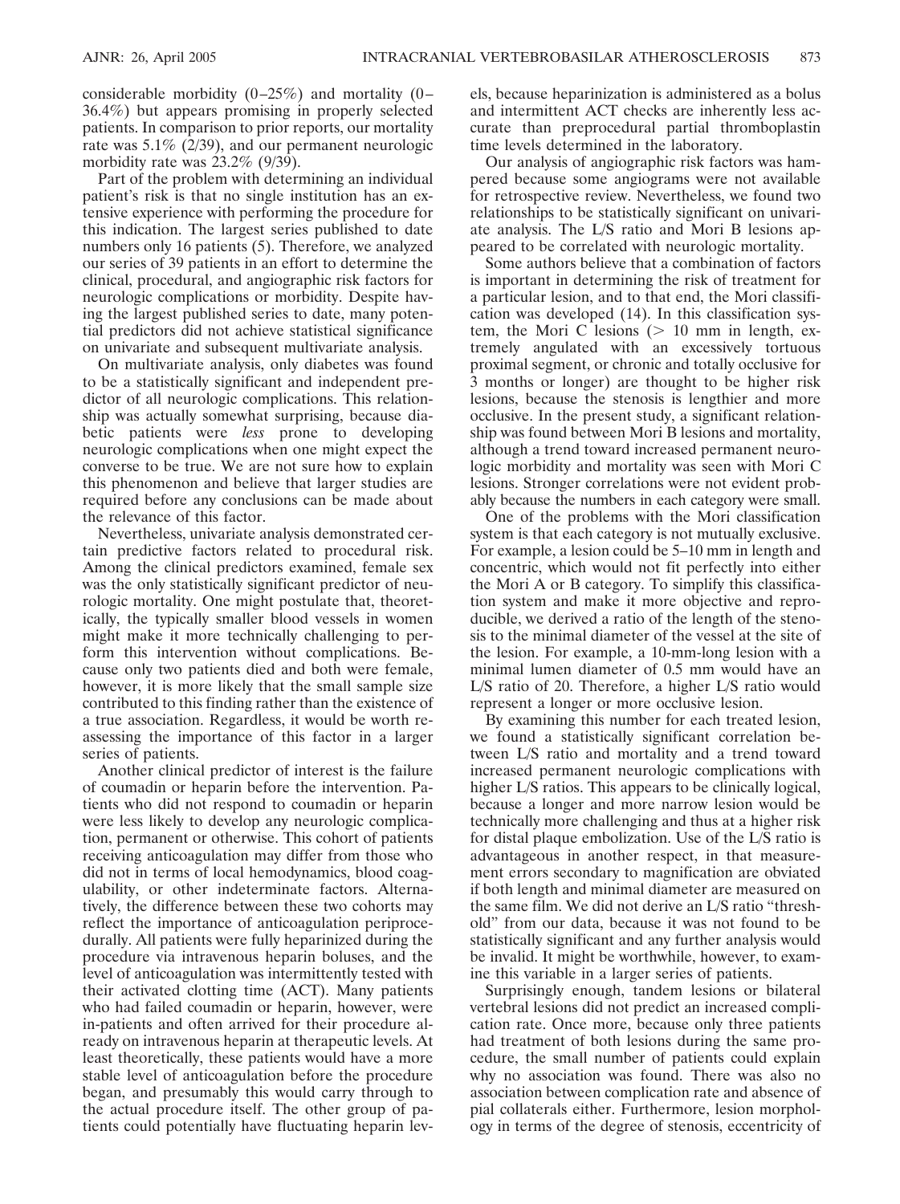considerable morbidity (0–25%) and mortality (0–36.4%) but appears promising in properly selected patients. In comparison to prior reports, our mortality rate was 5.1% (2/39), and our permanent neurologic morbidity rate was 23.2% (9/39).

Part of the problem with determining an individual patient's risk is that no single institution has an extensive experience with performing the procedure for this indication. The largest series published to date numbers only 16 patients (5). Therefore, we analyzed our series of 39 patients in an effort to determine the clinical, procedural, and angiographic risk factors for neurologic complications or morbidity. Despite having the largest published series to date, many potential predictors did not achieve statistical significance on univariate and subsequent multivariate analysis.

On multivariate analysis, only diabetes was found to be a statistically significant and independent predictor of all neurologic complications. This relationship was actually somewhat surprising, because diabetic patients were *less* prone to developing neurologic complications when one might expect the converse to be true. We are not sure how to explain this phenomenon and believe that larger studies are required before any conclusions can be made about the relevance of this factor.

Nevertheless, univariate analysis demonstrated certain predictive factors related to procedural risk. Among the clinical predictors examined, female sex was the only statistically significant predictor of neurologic mortality. One might postulate that, theoretically, the typically smaller blood vessels in women might make it more technically challenging to perform this intervention without complications. Because only two patients died and both were female, however, it is more likely that the small sample size contributed to this finding rather than the existence of a true association. Regardless, it would be worth reassessing the importance of this factor in a larger series of patients.

Another clinical predictor of interest is the failure of coumadin or heparin before the intervention. Patients who did not respond to coumadin or heparin were less likely to develop any neurologic complication, permanent or otherwise. This cohort of patients receiving anticoagulation may differ from those who did not in terms of local hemodynamics, blood coagulability, or other indeterminate factors. Alternatively, the difference between these two cohorts may reflect the importance of anticoagulation periprocedurally. All patients were fully heparinized during the procedure via intravenous heparin boluses, and the level of anticoagulation was intermittently tested with their activated clotting time (ACT). Many patients who had failed coumadin or heparin, however, were in-patients and often arrived for their procedure already on intravenous heparin at therapeutic levels. At least theoretically, these patients would have a more stable level of anticoagulation before the procedure began, and presumably this would carry through to the actual procedure itself. The other group of patients could potentially have fluctuating heparin levels, because heparinization is administered as a bolus and intermittent ACT checks are inherently less accurate than preprocedural partial thromboplastin time levels determined in the laboratory.

Our analysis of angiographic risk factors was hampered because some angiograms were not available for retrospective review. Nevertheless, we found two relationships to be statistically significant on univariate analysis. The L/S ratio and Mori B lesions appeared to be correlated with neurologic mortality.

Some authors believe that a combination of factors is important in determining the risk of treatment for a particular lesion, and to that end, the Mori classification was developed (14). In this classification system, the Mori C lesions (> 10 mm in length, extremely angulated with an excessively tortuous proximal segment, or chronic and totally occlusive for 3 months or longer) are thought to be higher risk lesions, because the stenosis is lengthier and more occlusive. In the present study, a significant relationship was found between Mori B lesions and mortality, although a trend toward increased permanent neurologic morbidity and mortality was seen with Mori C lesions. Stronger correlations were not evident probably because the numbers in each category were small.

One of the problems with the Mori classification system is that each category is not mutually exclusive. For example, a lesion could be 5–10 mm in length and concentric, which would not fit perfectly into either the Mori A or B category. To simplify this classification system and make it more objective and reproducible, we derived a ratio of the length of the stenosis to the minimal diameter of the vessel at the site of the lesion. For example, a 10-mm-long lesion with a minimal lumen diameter of 0.5 mm would have an L/S ratio of 20. Therefore, a higher L/S ratio would represent a longer or more occlusive lesion.

By examining this number for each treated lesion, we found a statistically significant correlation between L/S ratio and mortality and a trend toward increased permanent neurologic complications with higher L/S ratios. This appears to be clinically logical, because a longer and more narrow lesion would be technically more challenging and thus at a higher risk for distal plaque embolization. Use of the L/S ratio is advantageous in another respect, in that measurement errors secondary to magnification are obviated if both length and minimal diameter are measured on the same film. We did not derive an L/S ratio "threshold" from our data, because it was not found to be statistically significant and any further analysis would be invalid. It might be worthwhile, however, to examine this variable in a larger series of patients.

Surprisingly enough, tandem lesions or bilateral vertebral lesions did not predict an increased complication rate. Once more, because only three patients had treatment of both lesions during the same procedure, the small number of patients could explain why no association was found. There was also no association between complication rate and absence of pial collaterals either. Furthermore, lesion morphology in terms of the degree of stenosis, eccentricity of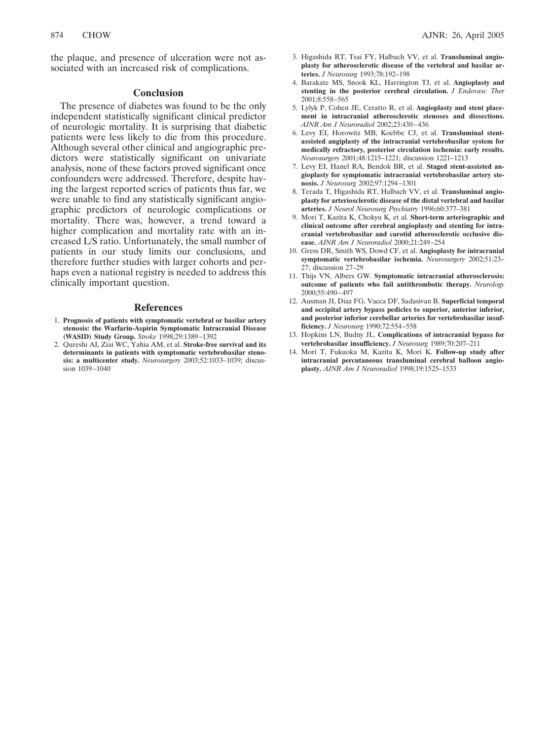the plaque, and presence of ulceration were not associated with an increased risk of complications.

## Conclusion

The presence of diabetes was found to be the only independent statistically significant clinical predictor of neurologic mortality. It is surprising that diabetic patients were less likely to die from this procedure. Although several other clinical and angiographic predictors were statistically significant on univariate analysis, none of these factors proved significant once confounders were addressed. Therefore, despite having the largest reported series of patients thus far, we were unable to find any statistically significant angiographic predictors of neurologic complications or mortality. There was, however, a trend toward a higher complication and mortality rate with an increased L/S ratio. Unfortunately, the small number of patients in our study limits our conclusions, and therefore further studies with larger cohorts and perhaps even a national registry is needed to address this clinically important question.

## References

1. **Prognosis of patients with symptomatic vertebral or basilar artery stenosis: the Warfarin-Aspirin Symptomatic Intracranial Disease (WASID) Study Group.** *Stroke* 1998;29:1389–1392
2. Qureshi AI, Ziai WC, Yahia AM, et al. **Stroke-free survival and its determinants in patients with symptomatic vertebrobasilar stenosis: a multicenter study.** *Neurosurgery* 2003;52:1033–1039; discussion 1039–1040
3. Higashida RT, Tsai FY, Halbach VV, et al. **Transluminal angioplasty for atherosclerotic disease of the vertebral and basilar arteries.** *J Neurosurg* 1993;78:192–198
4. Barakate MS, Snook KL, Harrington TJ, et al. **Angioplasty and stenting in the posterior cerebral circulation.** *J Endovasc Ther* 2001;8:558–565
5. Lylyk P, Cohen JE, Ceratto R, et al. **Angioplasty and stent placement in intracranial atherosclerotic stenoses and dissections.** *AJNR Am J Neuroradiol* 2002;23:430–436
6. Levy EI, Horowitz MB, Koebbe CJ, et al. **Transluminal stent-assisted angiplasty of the intracranial vertebrobasilar system for medically refractory, posterior circulation ischemia: early results.** *Neurosurgery* 2001;48:1215–1221; discussion 1221–1213
7. Levy EI, Hanel RA, Bendok BR, et al. **Staged stent-assisted angioplasty for symptomatic intracranial vertebrobasilar artery stenosis.** *J Neurosurg* 2002;97:1294–1301
8. Terada T, Higashida RT, Halbach VV, et al. **Transluminal angioplasty for arteriosclerotic disease of the distal vertebral and basilar arteries.** *J Neurol Neurosurg Psychiatry* 1996;60:377–381
9. Mori T, Kazita K, Chokyu K, et al. **Short-term arteriographic and clinical outcome after cerebral angioplasty and stenting for intracranial vertebrobasilar and carotid atherosclerotic occlusive disease.** *AJNR Am J Neuroradiol* 2000;21:249–254
10. Gress DR, Smith WS, Dowd CF, et al. **Angioplasty for intracranial symptomatic vertebrobasilar ischemia.** *Neurosurgery* 2002;51:23–27; discussion 27–29
11. Thijs VN, Albers GW. **Symptomatic intracranial atherosclerosis: outcome of patients who fail antithrombotic therapy.** *Neurology* 2000;55:490–497
12. Ausman JI, Diaz FG, Vacca DF, Sadasivan B. **Superficial temporal and occipital artery bypass pedicles to superior, anterior inferior, and posterior inferior cerebellar arteries for vertebrobasilar insufficiency.** *J Neurosurg* 1990;72:554–558
13. Hopkins LN, Budny JL. **Complications of intracranial bypass for vertebrobasilar insufficiency.** *J Neurosurg* 1989;70:207–211
14. Mori T, Fukuoka M, Kazita K, Mori K. **Follow-up study after intracranial percutaneous transluminal cerebral balloon angioplasty.** *AJNR Am J Neuroradiol* 1998;19:1525–1533